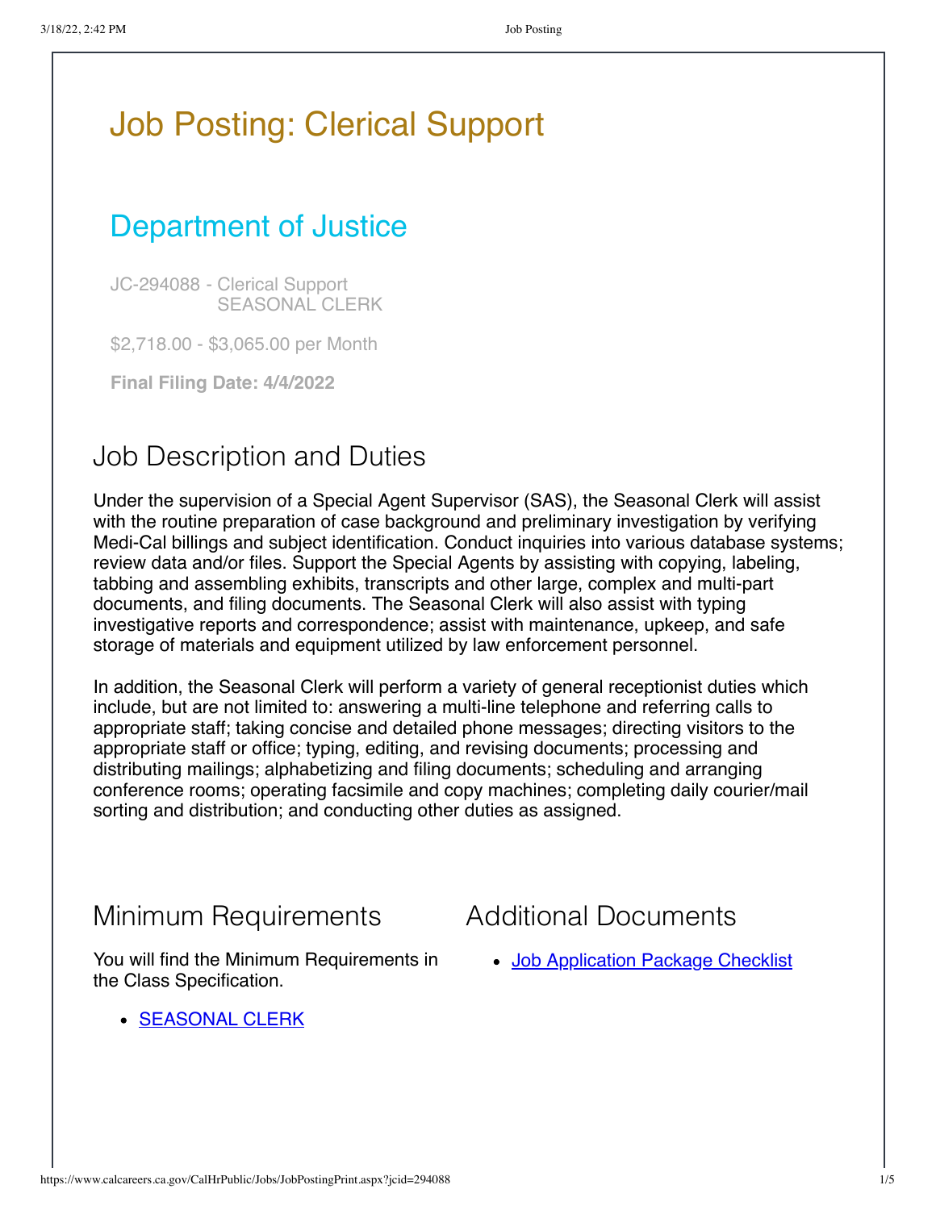# Job Posting: Clerical Support

## Department of Justice

JC-294088 - Clerical Support
SEASONAL CLERK

$2,718.00 - $3,065.00 per Month

**Final Filing Date: 4/4/2022**

## Job Description and Duties

Under the supervision of a Special Agent Supervisor (SAS), the Seasonal Clerk will assist with the routine preparation of case background and preliminary investigation by verifying Medi-Cal billings and subject identification. Conduct inquiries into various database systems; review data and/or files. Support the Special Agents by assisting with copying, labeling, tabbing and assembling exhibits, transcripts and other large, complex and multi-part documents, and filing documents. The Seasonal Clerk will also assist with typing investigative reports and correspondence; assist with maintenance, upkeep, and safe storage of materials and equipment utilized by law enforcement personnel.

In addition, the Seasonal Clerk will perform a variety of general receptionist duties which include, but are not limited to: answering a multi-line telephone and referring calls to appropriate staff; taking concise and detailed phone messages; directing visitors to the appropriate staff or office; typing, editing, and revising documents; processing and distributing mailings; alphabetizing and filing documents; scheduling and arranging conference rooms; operating facsimile and copy machines; completing daily courier/mail sorting and distribution; and conducting other duties as assigned.

## Minimum Requirements

You will find the Minimum Requirements in the Class Specification.

- SEASONAL CLERK

## Additional Documents

- Job Application Package Checklist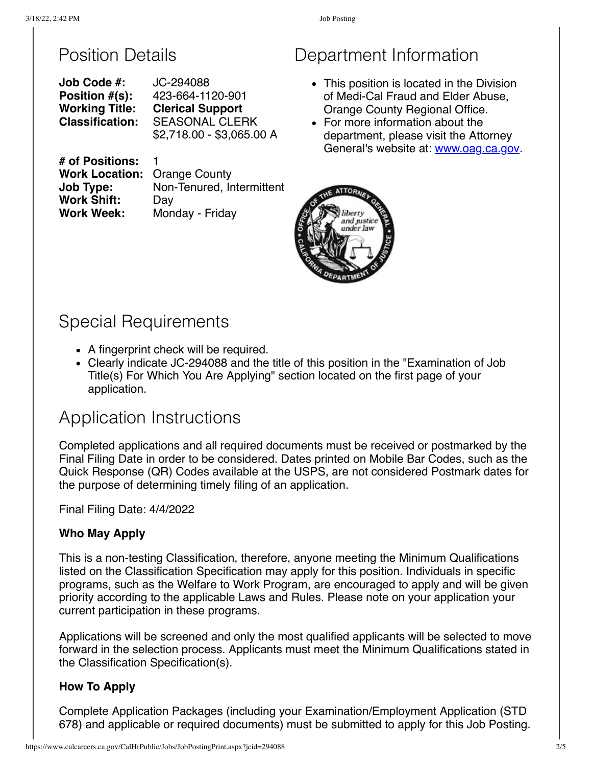## Position Details

**Job Code #:** JC-294088
**Position #(s):** 423-664-1120-901
**Working Title:** **Clerical Support**
**Classification:** SEASONAL CLERK
$2,718.00 - $3,065.00 A

**# of Positions:** 1
**Work Location:** Orange County
**Job Type:** Non-Tenured, Intermittent
**Work Shift:** Day
**Work Week:** Monday - Friday

## Department Information

- This position is located in the Division of Medi-Cal Fraud and Elder Abuse, Orange County Regional Office.
- For more information about the department, please visit the Attorney General's website at: www.oag.ca.gov.

## Special Requirements

- A fingerprint check will be required.
- Clearly indicate JC-294088 and the title of this position in the "Examination of Job Title(s) For Which You Are Applying" section located on the first page of your application.

## Application Instructions

Completed applications and all required documents must be received or postmarked by the Final Filing Date in order to be considered. Dates printed on Mobile Bar Codes, such as the Quick Response (QR) Codes available at the USPS, are not considered Postmark dates for the purpose of determining timely filing of an application.

Final Filing Date: 4/4/2022

### Who May Apply

This is a non-testing Classification, therefore, anyone meeting the Minimum Qualifications listed on the Classification Specification may apply for this position. Individuals in specific programs, such as the Welfare to Work Program, are encouraged to apply and will be given priority according to the applicable Laws and Rules. Please note on your application your current participation in these programs.

Applications will be screened and only the most qualified applicants will be selected to move forward in the selection process. Applicants must meet the Minimum Qualifications stated in the Classification Specification(s).

### How To Apply

Complete Application Packages (including your Examination/Employment Application (STD 678) and applicable or required documents) must be submitted to apply for this Job Posting.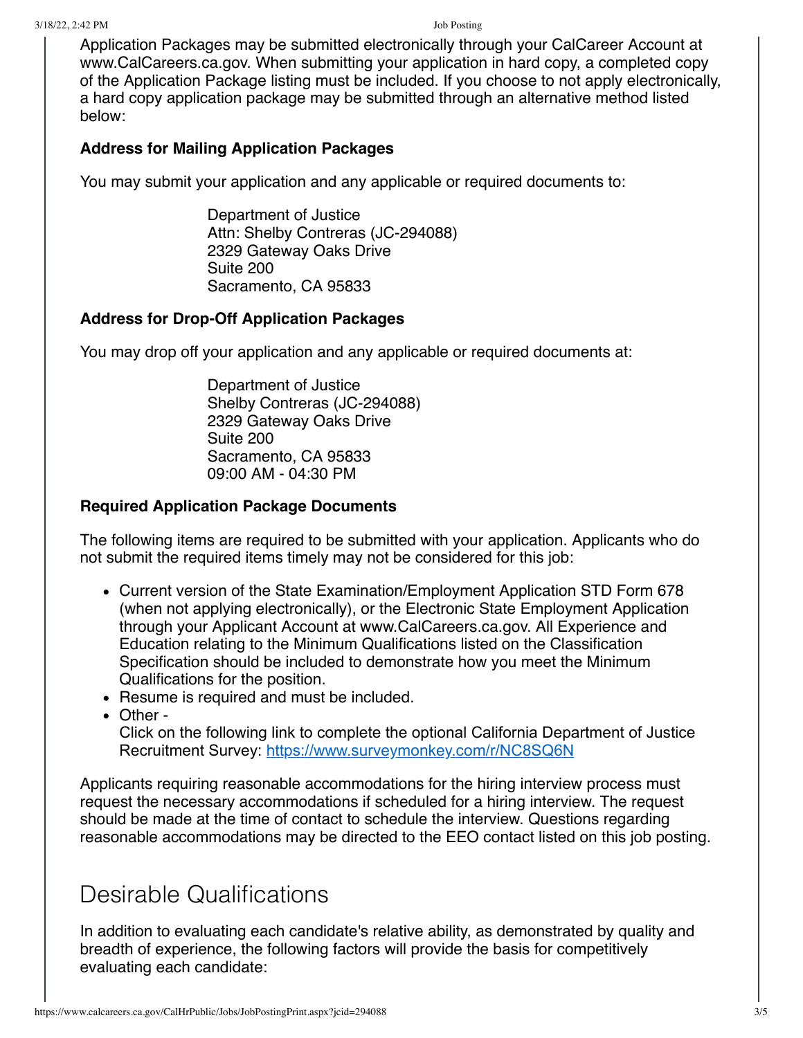Application Packages may be submitted electronically through your CalCareer Account at www.CalCareers.ca.gov. When submitting your application in hard copy, a completed copy of the Application Package listing must be included. If you choose to not apply electronically, a hard copy application package may be submitted through an alternative method listed below:

**Address for Mailing Application Packages**

You may submit your application and any applicable or required documents to:

> Department of Justice
> Attn: Shelby Contreras (JC-294088)
> 2329 Gateway Oaks Drive
> Suite 200
> Sacramento, CA 95833

**Address for Drop-Off Application Packages**

You may drop off your application and any applicable or required documents at:

> Department of Justice
> Shelby Contreras (JC-294088)
> 2329 Gateway Oaks Drive
> Suite 200
> Sacramento, CA 95833
> 09:00 AM - 04:30 PM

**Required Application Package Documents**

The following items are required to be submitted with your application. Applicants who do not submit the required items timely may not be considered for this job:

- Current version of the State Examination/Employment Application STD Form 678 (when not applying electronically), or the Electronic State Employment Application through your Applicant Account at www.CalCareers.ca.gov. All Experience and Education relating to the Minimum Qualifications listed on the Classification Specification should be included to demonstrate how you meet the Minimum Qualifications for the position.
- Resume is required and must be included.
- Other -
  Click on the following link to complete the optional California Department of Justice Recruitment Survey: https://www.surveymonkey.com/r/NC8SQ6N

Applicants requiring reasonable accommodations for the hiring interview process must request the necessary accommodations if scheduled for a hiring interview. The request should be made at the time of contact to schedule the interview. Questions regarding reasonable accommodations may be directed to the EEO contact listed on this job posting.

## Desirable Qualifications

In addition to evaluating each candidate's relative ability, as demonstrated by quality and breadth of experience, the following factors will provide the basis for competitively evaluating each candidate: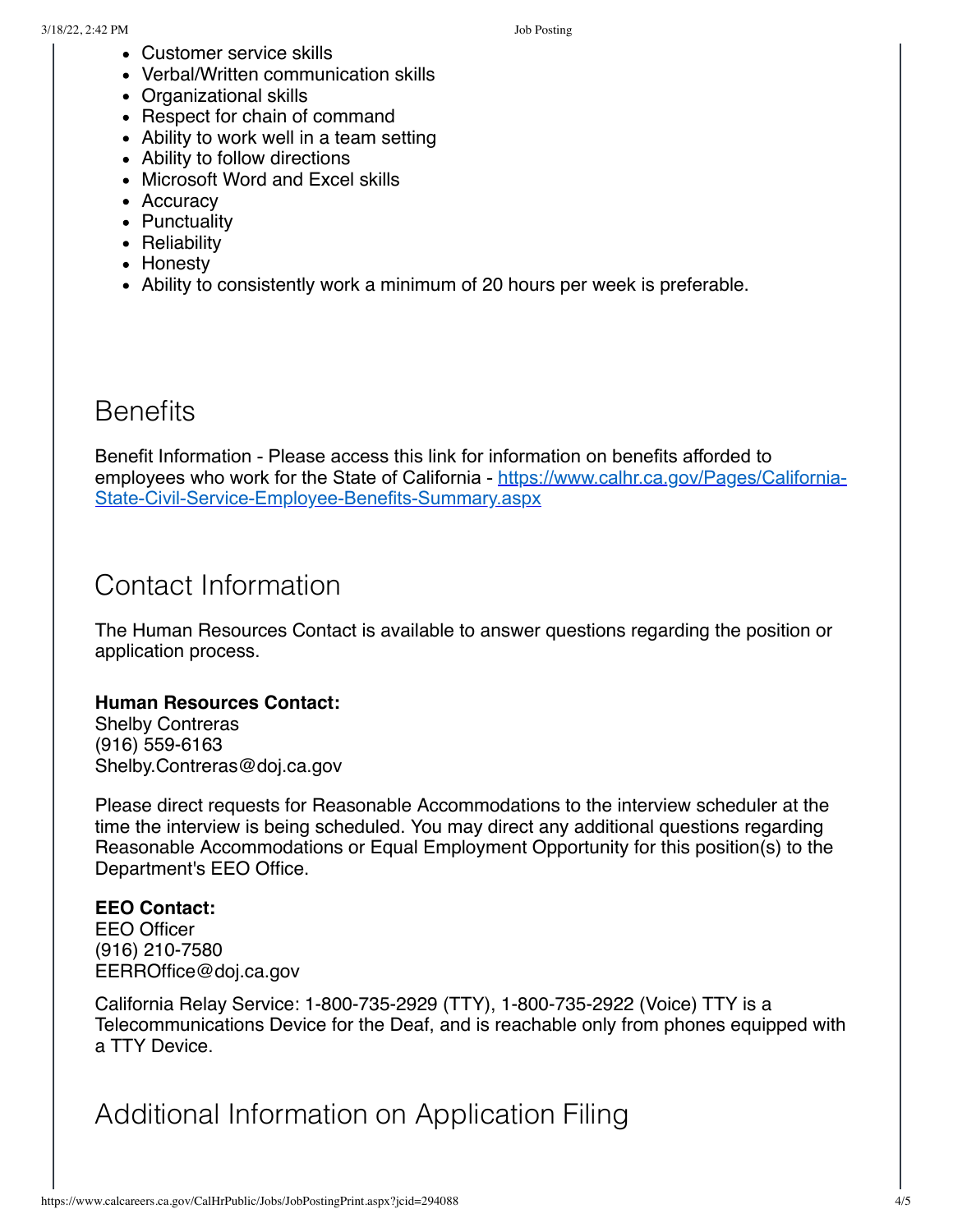- Customer service skills
- Verbal/Written communication skills
- Organizational skills
- Respect for chain of command
- Ability to work well in a team setting
- Ability to follow directions
- Microsoft Word and Excel skills
- Accuracy
- Punctuality
- Reliability
- Honesty
- Ability to consistently work a minimum of 20 hours per week is preferable.

## Benefits

Benefit Information - Please access this link for information on benefits afforded to employees who work for the State of California - [https://www.calhr.ca.gov/Pages/California-State-Civil-Service-Employee-Benefits-Summary.aspx](https://www.calhr.ca.gov/Pages/California-State-Civil-Service-Employee-Benefits-Summary.aspx)

## Contact Information

The Human Resources Contact is available to answer questions regarding the position or application process.

**Human Resources Contact:**
Shelby Contreras
(916) 559-6163
Shelby.Contreras@doj.ca.gov

Please direct requests for Reasonable Accommodations to the interview scheduler at the time the interview is being scheduled. You may direct any additional questions regarding Reasonable Accommodations or Equal Employment Opportunity for this position(s) to the Department's EEO Office.

**EEO Contact:**
EEO Officer
(916) 210-7580
EERROffice@doj.ca.gov

California Relay Service: 1-800-735-2929 (TTY), 1-800-735-2922 (Voice) TTY is a Telecommunications Device for the Deaf, and is reachable only from phones equipped with a TTY Device.

## Additional Information on Application Filing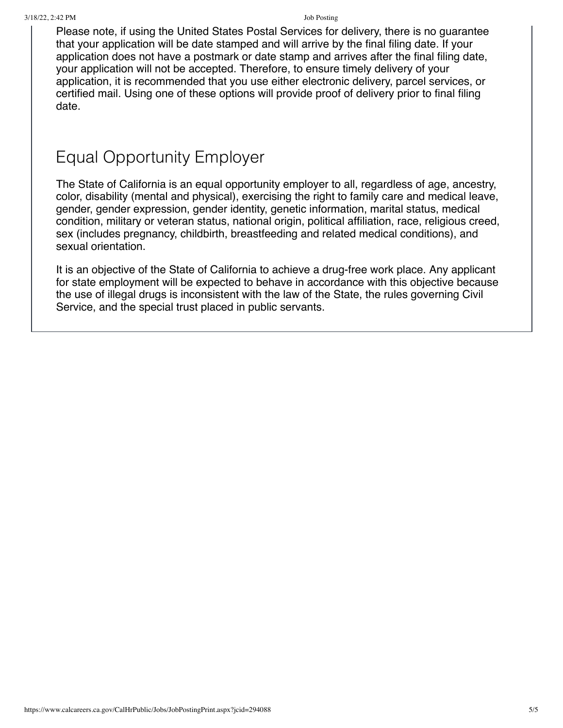Please note, if using the United States Postal Services for delivery, there is no guarantee that your application will be date stamped and will arrive by the final filing date. If your application does not have a postmark or date stamp and arrives after the final filing date, your application will not be accepted. Therefore, to ensure timely delivery of your application, it is recommended that you use either electronic delivery, parcel services, or certified mail. Using one of these options will provide proof of delivery prior to final filing date.

## Equal Opportunity Employer

The State of California is an equal opportunity employer to all, regardless of age, ancestry, color, disability (mental and physical), exercising the right to family care and medical leave, gender, gender expression, gender identity, genetic information, marital status, medical condition, military or veteran status, national origin, political affiliation, race, religious creed, sex (includes pregnancy, childbirth, breastfeeding and related medical conditions), and sexual orientation.

It is an objective of the State of California to achieve a drug-free work place. Any applicant for state employment will be expected to behave in accordance with this objective because the use of illegal drugs is inconsistent with the law of the State, the rules governing Civil Service, and the special trust placed in public servants.